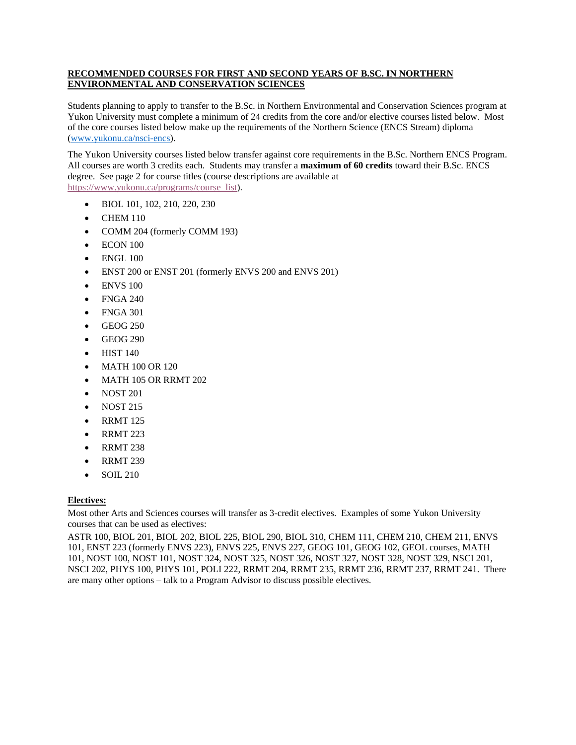# RECOMMENDED COURSES FOR FIRST AND SECOND YEARS OF B.SC. IN NORTHERN ENVIRONMENTAL AND CONSERVATION SCIENCES

Students planning to apply to transfer to the B.Sc. in Northern Environmental and Conservation Sciences program at Yukon University must complete a minimum of 24 credits from the core and/or elective courses listed below. Most of the core courses listed below make up the requirements of the Northern Science (ENCS Stream) diploma ([www.yukonu.ca/nsci-encs](www.yukonu.ca/nsci-encs)).

The Yukon University courses listed below transfer against core requirements in the B.Sc. Northern ENCS Program. All courses are worth 3 credits each. Students may transfer a **maximum of 60 credits** toward their B.Sc. ENCS degree. See page 2 for course titles (course descriptions are available at [https://www.yukonu.ca/programs/course_list](https://www.yukonu.ca/programs/course_list)).

- BIOL 101, 102, 210, 220, 230
- CHEM 110
- COMM 204 (formerly COMM 193)
- ECON 100
- ENGL 100
- ENST 200 or ENST 201 (formerly ENVS 200 and ENVS 201)
- ENVS 100
- FNGA 240
- FNGA 301
- GEOG 250
- GEOG 290
- HIST 140
- MATH 100 OR 120
- MATH 105 OR RRMT 202
- NOST 201
- NOST 215
- RRMT 125
- RRMT 223
- RRMT 238
- RRMT 239
- SOIL 210

## Electives:

Most other Arts and Sciences courses will transfer as 3-credit electives. Examples of some Yukon University courses that can be used as electives:

ASTR 100, BIOL 201, BIOL 202, BIOL 225, BIOL 290, BIOL 310, CHEM 111, CHEM 210, CHEM 211, ENVS 101, ENST 223 (formerly ENVS 223), ENVS 225, ENVS 227, GEOG 101, GEOG 102, GEOL courses, MATH 101, NOST 100, NOST 101, NOST 324, NOST 325, NOST 326, NOST 327, NOST 328, NOST 329, NSCI 201, NSCI 202, PHYS 100, PHYS 101, POLI 222, RRMT 204, RRMT 235, RRMT 236, RRMT 237, RRMT 241. There are many other options – talk to a Program Advisor to discuss possible electives.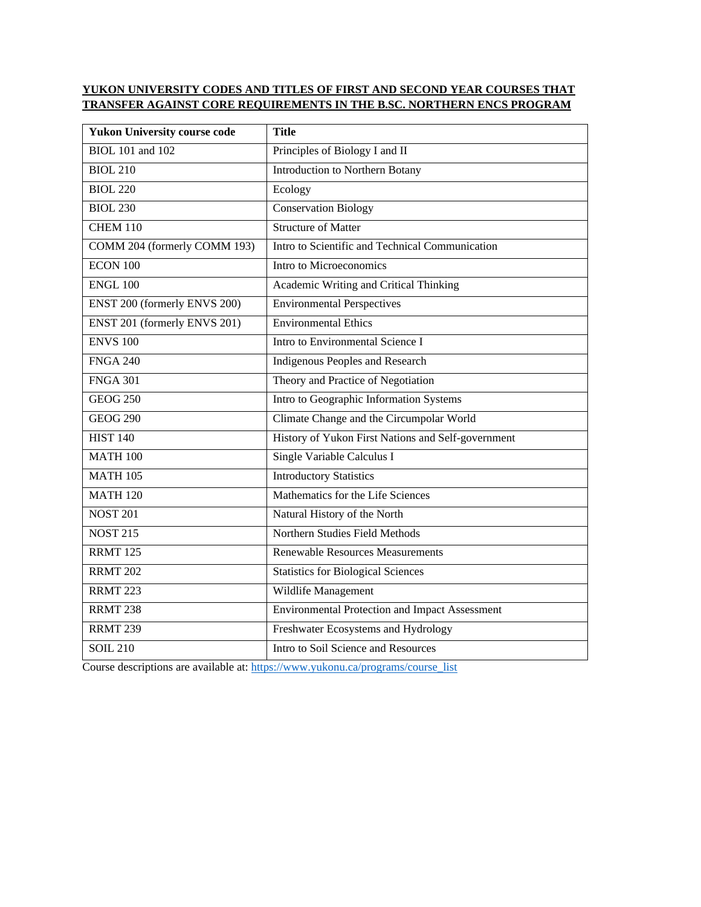**YUKON UNIVERSITY CODES AND TITLES OF FIRST AND SECOND YEAR COURSES THAT TRANSFER AGAINST CORE REQUIREMENTS IN THE B.SC. NORTHERN ENCS PROGRAM**

| Yukon University course code | Title |
|---|---|
| BIOL 101 and 102 | Principles of Biology I and II |
| BIOL 210 | Introduction to Northern Botany |
| BIOL 220 | Ecology |
| BIOL 230 | Conservation Biology |
| CHEM 110 | Structure of Matter |
| COMM 204 (formerly COMM 193) | Intro to Scientific and Technical Communication |
| ECON 100 | Intro to Microeconomics |
| ENGL 100 | Academic Writing and Critical Thinking |
| ENST 200 (formerly ENVS 200) | Environmental Perspectives |
| ENST 201 (formerly ENVS 201) | Environmental Ethics |
| ENVS 100 | Intro to Environmental Science I |
| FNGA 240 | Indigenous Peoples and Research |
| FNGA 301 | Theory and Practice of Negotiation |
| GEOG 250 | Intro to Geographic Information Systems |
| GEOG 290 | Climate Change and the Circumpolar World |
| HIST 140 | History of Yukon First Nations and Self-government |
| MATH 100 | Single Variable Calculus I |
| MATH 105 | Introductory Statistics |
| MATH 120 | Mathematics for the Life Sciences |
| NOST 201 | Natural History of the North |
| NOST 215 | Northern Studies Field Methods |
| RRMT 125 | Renewable Resources Measurements |
| RRMT 202 | Statistics for Biological Sciences |
| RRMT 223 | Wildlife Management |
| RRMT 238 | Environmental Protection and Impact Assessment |
| RRMT 239 | Freshwater Ecosystems and Hydrology |
| SOIL 210 | Intro to Soil Science and Resources |

Course descriptions are available at: https://www.yukonu.ca/programs/course_list